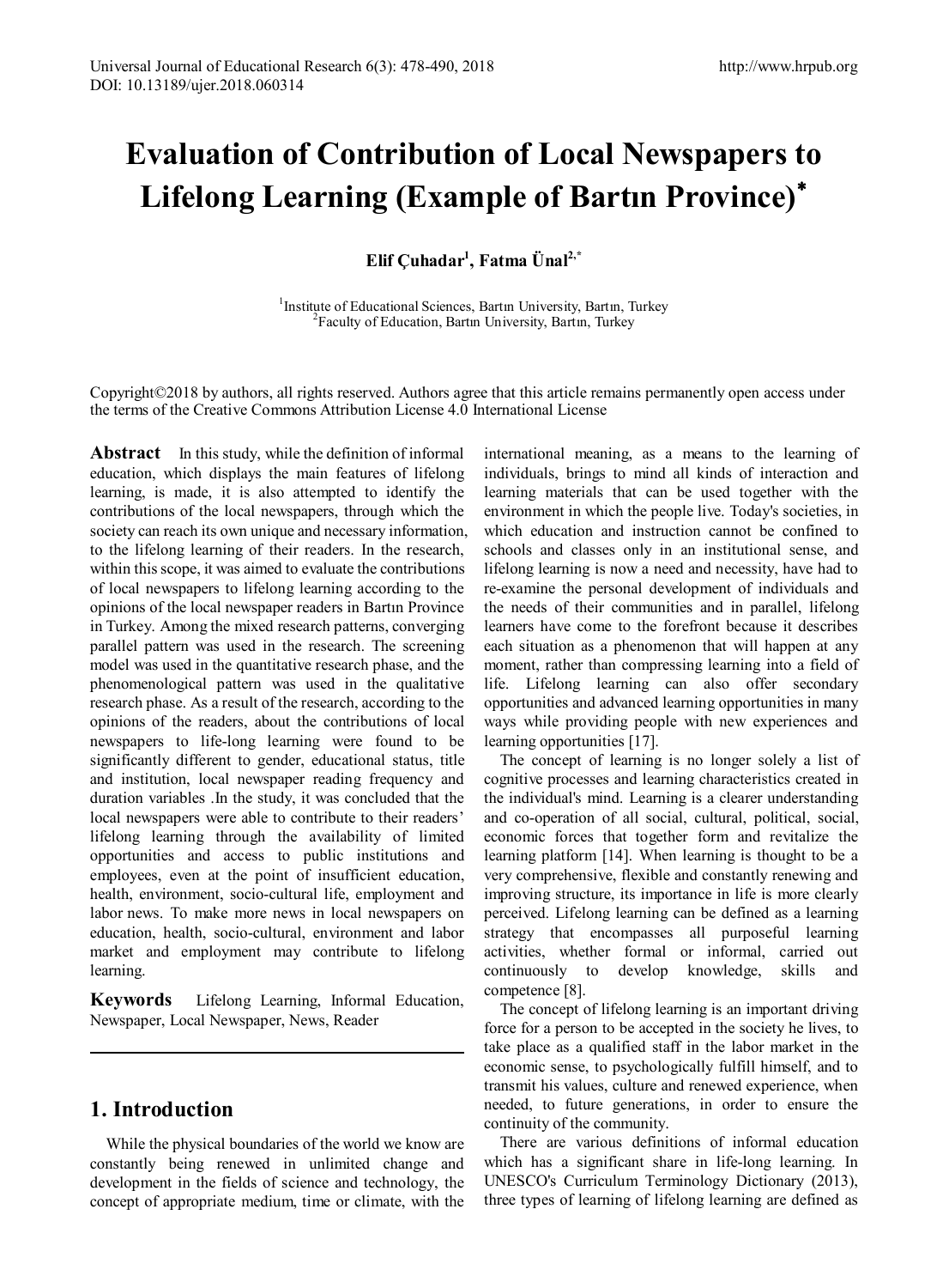# Evaluation of Contribution of Local Newspapers to Lifelong Learning (Example of Bartın Province)*

**Elif Çuhadar[1], Fatma Ünal[2,*]**

[1]Institute of Educational Sciences, Bartın University, Bartın, Turkey
[2]Faculty of Education, Bartın University, Bartın, Turkey

Copyright©2018 by authors, all rights reserved. Authors agree that this article remains permanently open access under the terms of the Creative Commons Attribution License 4.0 International License

**Abstract** In this study, while the definition of informal education, which displays the main features of lifelong learning, is made, it is also attempted to identify the contributions of the local newspapers, through which the society can reach its own unique and necessary information, to the lifelong learning of their readers. In the research, within this scope, it was aimed to evaluate the contributions of local newspapers to lifelong learning according to the opinions of the local newspaper readers in Bartın Province in Turkey. Among the mixed research patterns, converging parallel pattern was used in the research. The screening model was used in the quantitative research phase, and the phenomenological pattern was used in the qualitative research phase. As a result of the research, according to the opinions of the readers, about the contributions of local newspapers to life-long learning were found to be significantly different to gender, educational status, title and institution, local newspaper reading frequency and duration variables .In the study, it was concluded that the local newspapers were able to contribute to their readers' lifelong learning through the availability of limited opportunities and access to public institutions and employees, even at the point of insufficient education, health, environment, socio-cultural life, employment and labor news. To make more news in local newspapers on education, health, socio-cultural, environment and labor market and employment may contribute to lifelong learning.

**Keywords** Lifelong Learning, Informal Education, Newspaper, Local Newspaper, News, Reader

## 1. Introduction

While the physical boundaries of the world we know are constantly being renewed in unlimited change and development in the fields of science and technology, the concept of appropriate medium, time or climate, with the international meaning, as a means to the learning of individuals, brings to mind all kinds of interaction and learning materials that can be used together with the environment in which the people live. Today's societies, in which education and instruction cannot be confined to schools and classes only in an institutional sense, and lifelong learning is now a need and necessity, have had to re-examine the personal development of individuals and the needs of their communities and in parallel, lifelong learners have come to the forefront because it describes each situation as a phenomenon that will happen at any moment, rather than compressing learning into a field of life. Lifelong learning can also offer secondary opportunities and advanced learning opportunities in many ways while providing people with new experiences and learning opportunities [17].

The concept of learning is no longer solely a list of cognitive processes and learning characteristics created in the individual's mind. Learning is a clearer understanding and co-operation of all social, cultural, political, social, economic forces that together form and revitalize the learning platform [14]. When learning is thought to be a very comprehensive, flexible and constantly renewing and improving structure, its importance in life is more clearly perceived. Lifelong learning can be defined as a learning strategy that encompasses all purposeful learning activities, whether formal or informal, carried out continuously to develop knowledge, skills and competence [8].

The concept of lifelong learning is an important driving force for a person to be accepted in the society he lives, to take place as a qualified staff in the labor market in the economic sense, to psychologically fulfill himself, and to transmit his values, culture and renewed experience, when needed, to future generations, in order to ensure the continuity of the community.

There are various definitions of informal education which has a significant share in life-long learning. In UNESCO's Curriculum Terminology Dictionary (2013), three types of learning of lifelong learning are defined as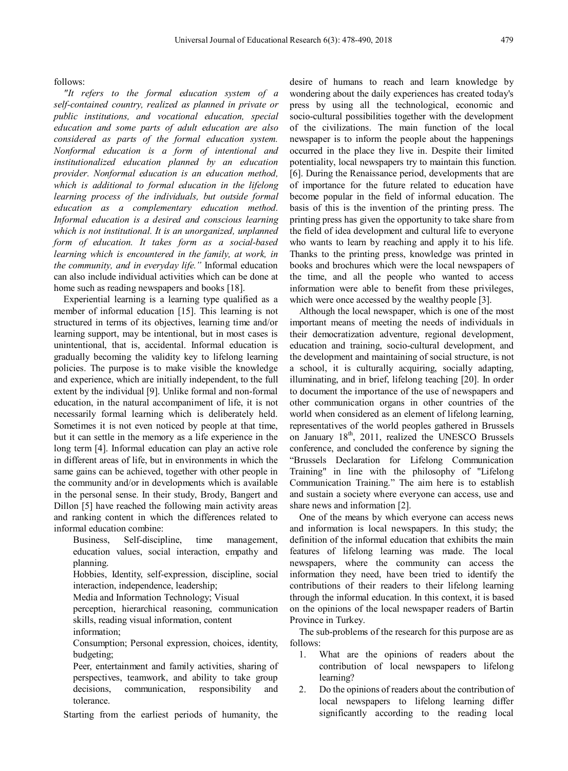follows:

*"It refers to the formal education system of a self-contained country, realized as planned in private or public institutions, and vocational education, special education and some parts of adult education are also considered as parts of the formal education system. Nonformal education is a form of intentional and institutionalized education planned by an education provider. Nonformal education is an education method, which is additional to formal education in the lifelong learning process of the individuals, but outside formal education as a complementary education method. Informal education is a desired and conscious learning which is not institutional. It is an unorganized, unplanned form of education. It takes form as a social-based learning which is encountered in the family, at work, in the community, and in everyday life."* Informal education can also include individual activities which can be done at home such as reading newspapers and books [18].

Experiential learning is a learning type qualified as a member of informal education [15]. This learning is not structured in terms of its objectives, learning time and/or learning support, may be intentional, but in most cases is unintentional, that is, accidental. Informal education is gradually becoming the validity key to lifelong learning policies. The purpose is to make visible the knowledge and experience, which are initially independent, to the full extent by the individual [9]. Unlike formal and non-formal education, in the natural accompaniment of life, it is not necessarily formal learning which is deliberately held. Sometimes it is not even noticed by people at that time, but it can settle in the memory as a life experience in the long term [4]. Informal education can play an active role in different areas of life, but in environments in which the same gains can be achieved, together with other people in the community and/or in developments which is available in the personal sense. In their study, Brody, Bangert and Dillon [5] have reached the following main activity areas and ranking content in which the differences related to informal education combine:

Business, Self-discipline, time management, education values, social interaction, empathy and planning.

Hobbies, Identity, self-expression, discipline, social interaction, independence, leadership;

Media and Information Technology; Visual perception, hierarchical reasoning, communication skills, reading visual information, content information;

Consumption; Personal expression, choices, identity, budgeting;

Peer, entertainment and family activities, sharing of perspectives, teamwork, and ability to take group decisions, communication, responsibility and tolerance.

Starting from the earliest periods of humanity, the desire of humans to reach and learn knowledge by wondering about the daily experiences has created today's press by using all the technological, economic and socio-cultural possibilities together with the development of the civilizations. The main function of the local newspaper is to inform the people about the happenings occurred in the place they live in. Despite their limited potentiality, local newspapers try to maintain this function. [6]. During the Renaissance period, developments that are of importance for the future related to education have become popular in the field of informal education. The basis of this is the invention of the printing press. The printing press has given the opportunity to take share from the field of idea development and cultural life to everyone who wants to learn by reaching and apply it to his life. Thanks to the printing press, knowledge was printed in books and brochures which were the local newspapers of the time, and all the people who wanted to access information were able to benefit from these privileges, which were once accessed by the wealthy people [3].

Although the local newspaper, which is one of the most important means of meeting the needs of individuals in their democratization adventure, regional development, education and training, socio-cultural development, and the development and maintaining of social structure, is not a school, it is culturally acquiring, socially adapting, illuminating, and in brief, lifelong teaching [20]. In order to document the importance of the use of newspapers and other communication organs in other countries of the world when considered as an element of lifelong learning, representatives of the world peoples gathered in Brussels on January 18th, 2011, realized the UNESCO Brussels conference, and concluded the conference by signing the "Brussels Declaration for Lifelong Communication Training" in line with the philosophy of "Lifelong Communication Training." The aim here is to establish and sustain a society where everyone can access, use and share news and information [2].

One of the means by which everyone can access news and information is local newspapers. In this study; the definition of the informal education that exhibits the main features of lifelong learning was made. The local newspapers, where the community can access the information they need, have been tried to identify the contributions of their readers to their lifelong learning through the informal education. In this context, it is based on the opinions of the local newspaper readers of Bartin Province in Turkey.

The sub-problems of the research for this purpose are as follows:

1. What are the opinions of readers about the contribution of local newspapers to lifelong learning?
2. Do the opinions of readers about the contribution of local newspapers to lifelong learning differ significantly according to the reading local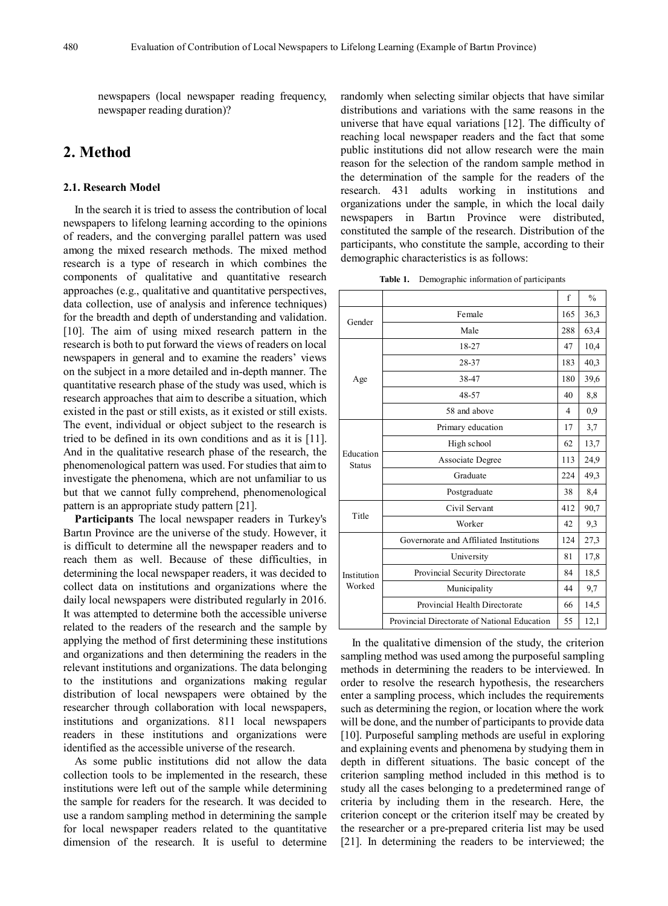newspapers (local newspaper reading frequency, newspaper reading duration)?

## 2. Method

### 2.1. Research Model

In the search it is tried to assess the contribution of local newspapers to lifelong learning according to the opinions of readers, and the converging parallel pattern was used among the mixed research methods. The mixed method research is a type of research in which combines the components of qualitative and quantitative research approaches (e.g., qualitative and quantitative perspectives, data collection, use of analysis and inference techniques) for the breadth and depth of understanding and validation. [10]. The aim of using mixed research pattern in the research is both to put forward the views of readers on local newspapers in general and to examine the readers' views on the subject in a more detailed and in-depth manner. The quantitative research phase of the study was used, which is research approaches that aim to describe a situation, which existed in the past or still exists, as it existed or still exists. The event, individual or object subject to the research is tried to be defined in its own conditions and as it is [11]. And in the qualitative research phase of the research, the phenomenological pattern was used. For studies that aim to investigate the phenomena, which are not unfamiliar to us but that we cannot fully comprehend, phenomenological pattern is an appropriate study pattern [21].

**Participants** The local newspaper readers in Turkey's Bartın Province are the universe of the study. However, it is difficult to determine all the newspaper readers and to reach them as well. Because of these difficulties, in determining the local newspaper readers, it was decided to collect data on institutions and organizations where the daily local newspapers were distributed regularly in 2016. It was attempted to determine both the accessible universe related to the readers of the research and the sample by applying the method of first determining these institutions and organizations and then determining the readers in the relevant institutions and organizations. The data belonging to the institutions and organizations making regular distribution of local newspapers were obtained by the researcher through collaboration with local newspapers, institutions and organizations. 811 local newspapers readers in these institutions and organizations were identified as the accessible universe of the research.

As some public institutions did not allow the data collection tools to be implemented in the research, these institutions were left out of the sample while determining the sample for readers for the research. It was decided to use a random sampling method in determining the sample for local newspaper readers related to the quantitative dimension of the research. It is useful to determine randomly when selecting similar objects that have similar distributions and variations with the same reasons in the universe that have equal variations [12]. The difficulty of reaching local newspaper readers and the fact that some public institutions did not allow research were the main reason for the selection of the random sample method in the determination of the sample for the readers of the research. 431 adults working in institutions and organizations under the sample, in which the local daily newspapers in Bartın Province were distributed, constituted the sample of the research. Distribution of the participants, who constitute the sample, according to their demographic characteristics is as follows:

**Table 1.** Demographic information of participants

| | | f | % |
|---|---|---|---|
| Gender | Female | 165 | 36,3 |
| | Male | 288 | 63,4 |
| Age | 18-27 | 47 | 10,4 |
| | 28-37 | 183 | 40,3 |
| | 38-47 | 180 | 39,6 |
| | 48-57 | 40 | 8,8 |
| | 58 and above | 4 | 0,9 |
| Education Status | Primary education | 17 | 3,7 |
| | High school | 62 | 13,7 |
| | Associate Degree | 113 | 24,9 |
| | Graduate | 224 | 49,3 |
| | Postgraduate | 38 | 8,4 |
| Title | Civil Servant | 412 | 90,7 |
| | Worker | 42 | 9,3 |
| Institution Worked | Governorate and Affiliated Institutions | 124 | 27,3 |
| | University | 81 | 17,8 |
| | Provincial Security Directorate | 84 | 18,5 |
| | Municipality | 44 | 9,7 |
| | Provincial Health Directorate | 66 | 14,5 |
| | Provincial Directorate of National Education | 55 | 12,1 |

In the qualitative dimension of the study, the criterion sampling method was used among the purposeful sampling methods in determining the readers to be interviewed. In order to resolve the research hypothesis, the researchers enter a sampling process, which includes the requirements such as determining the region, or location where the work will be done, and the number of participants to provide data [10]. Purposeful sampling methods are useful in exploring and explaining events and phenomena by studying them in depth in different situations. The basic concept of the criterion sampling method included in this method is to study all the cases belonging to a predetermined range of criteria by including them in the research. Here, the criterion concept or the criterion itself may be created by the researcher or a pre-prepared criteria list may be used [21]. In determining the readers to be interviewed; the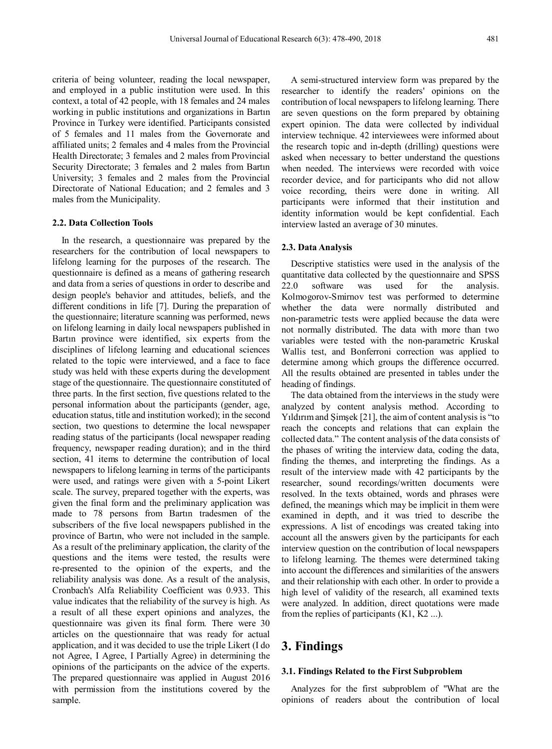criteria of being volunteer, reading the local newspaper, and employed in a public institution were used. In this context, a total of 42 people, with 18 females and 24 males working in public institutions and organizations in Bartın Province in Turkey were identified. Participants consisted of 5 females and 11 males from the Governorate and affiliated units; 2 females and 4 males from the Provincial Health Directorate; 3 females and 2 males from Provincial Security Directorate; 3 females and 2 males from Bartın University; 3 females and 2 males from the Provincial Directorate of National Education; and 2 females and 3 males from the Municipality.

### 2.2. Data Collection Tools

In the research, a questionnaire was prepared by the researchers for the contribution of local newspapers to lifelong learning for the purposes of the research. The questionnaire is defined as a means of gathering research and data from a series of questions in order to describe and design people's behavior and attitudes, beliefs, and the different conditions in life [7]. During the preparation of the questionnaire; literature scanning was performed, news on lifelong learning in daily local newspapers published in Bartın province were identified, six experts from the disciplines of lifelong learning and educational sciences related to the topic were interviewed, and a face to face study was held with these experts during the development stage of the questionnaire. The questionnaire constituted of three parts. In the first section, five questions related to the personal information about the participants (gender, age, education status, title and institution worked); in the second section, two questions to determine the local newspaper reading status of the participants (local newspaper reading frequency, newspaper reading duration); and in the third section, 41 items to determine the contribution of local newspapers to lifelong learning in terms of the participants were used, and ratings were given with a 5-point Likert scale. The survey, prepared together with the experts, was given the final form and the preliminary application was made to 78 persons from Bartın tradesmen of the subscribers of the five local newspapers published in the province of Bartın, who were not included in the sample. As a result of the preliminary application, the clarity of the questions and the items were tested, the results were re-presented to the opinion of the experts, and the reliability analysis was done. As a result of the analysis, Cronbach's Alfa Reliability Coefficient was 0.933. This value indicates that the reliability of the survey is high. As a result of all these expert opinions and analyzes, the questionnaire was given its final form. There were 30 articles on the questionnaire that was ready for actual application, and it was decided to use the triple Likert (I do not Agree, I Agree, I Partially Agree) in determining the opinions of the participants on the advice of the experts. The prepared questionnaire was applied in August 2016 with permission from the institutions covered by the sample.

A semi-structured interview form was prepared by the researcher to identify the readers' opinions on the contribution of local newspapers to lifelong learning. There are seven questions on the form prepared by obtaining expert opinion. The data were collected by individual interview technique. 42 interviewees were informed about the research topic and in-depth (drilling) questions were asked when necessary to better understand the questions when needed. The interviews were recorded with voice recorder device, and for participants who did not allow voice recording, theirs were done in writing. All participants were informed that their institution and identity information would be kept confidential. Each interview lasted an average of 30 minutes.

### 2.3. Data Analysis

Descriptive statistics were used in the analysis of the quantitative data collected by the questionnaire and SPSS 22.0 software was used for the analysis. Kolmogorov-Smirnov test was performed to determine whether the data were normally distributed and non-parametric tests were applied because the data were not normally distributed. The data with more than two variables were tested with the non-parametric Kruskal Wallis test, and Bonferroni correction was applied to determine among which groups the difference occurred. All the results obtained are presented in tables under the heading of findings.

The data obtained from the interviews in the study were analyzed by content analysis method. According to Yıldırım and Şimşek [21], the aim of content analysis is "to reach the concepts and relations that can explain the collected data." The content analysis of the data consists of the phases of writing the interview data, coding the data, finding the themes, and interpreting the findings. As a result of the interview made with 42 participants by the researcher, sound recordings/written documents were resolved. In the texts obtained, words and phrases were defined, the meanings which may be implicit in them were examined in depth, and it was tried to describe the expressions. A list of encodings was created taking into account all the answers given by the participants for each interview question on the contribution of local newspapers to lifelong learning. The themes were determined taking into account the differences and similarities of the answers and their relationship with each other. In order to provide a high level of validity of the research, all examined texts were analyzed. In addition, direct quotations were made from the replies of participants (K1, K2 ...).

## 3. Findings

### 3.1. Findings Related to the First Subproblem

Analyzes for the first subproblem of "What are the opinions of readers about the contribution of local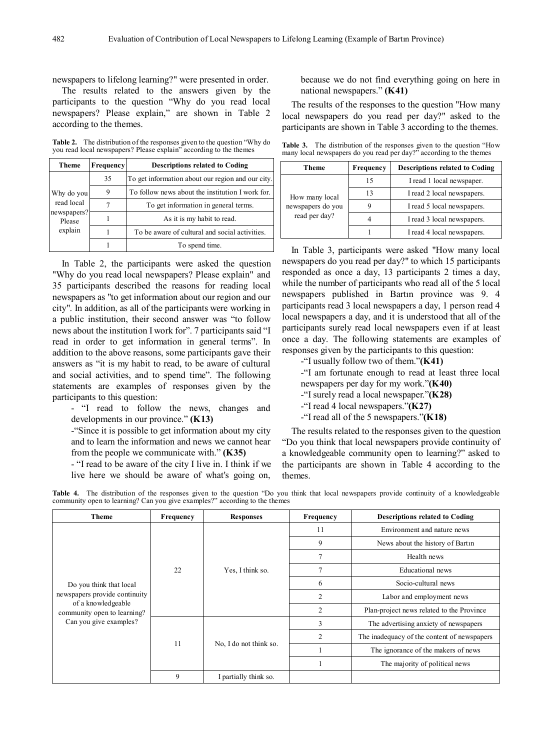newspapers to lifelong learning?" were presented in order.

The results related to the answers given by the participants to the question "Why do you read local newspapers? Please explain," are shown in Table 2 according to the themes.

**Table 2.** The distribution of the responses given to the question "Why do you read local newspapers? Please explain" according to the themes

| Theme | Frequency | Descriptions related to Coding |
|---|---|---|
| Why do you read local newspapers? Please explain | 35 | To get information about our region and our city. |
| | 9 | To follow news about the institution I work for. |
| | 7 | To get information in general terms. |
| | 1 | As it is my habit to read. |
| | 1 | To be aware of cultural and social activities. |
| | 1 | To spend time. |

In Table 2, the participants were asked the question "Why do you read local newspapers? Please explain" and 35 participants described the reasons for reading local newspapers as "to get information about our region and our city". In addition, as all of the participants were working in a public institution, their second answer was "to follow news about the institution I work for". 7 participants said "I read in order to get information in general terms". In addition to the above reasons, some participants gave their answers as "it is my habit to read, to be aware of cultural and social activities, and to spend time". The following statements are examples of responses given by the participants to this question:

- "I read to follow the news, changes and developments in our province." **(K13)**
- "Since it is possible to get information about my city and to learn the information and news we cannot hear from the people we communicate with." **(K35)**
- "I read to be aware of the city I live in. I think if we live here we should be aware of what's going on, because we do not find everything going on here in national newspapers." **(K41)**

The results of the responses to the question "How many local newspapers do you read per day?" asked to the participants are shown in Table 3 according to the themes.

**Table 3.** The distribution of the responses given to the question "How many local newspapers do you read per day?" according to the themes

| Theme | Frequency | Descriptions related to Coding |
|---|---|---|
| How many local newspapers do you read per day? | 15 | I read 1 local newspaper. |
| | 13 | I read 2 local newspapers. |
| | 9 | I read 5 local newspapers. |
| | 4 | I read 3 local newspapers. |
| | 1 | I read 4 local newspapers. |

In Table 3, participants were asked "How many local newspapers do you read per day?" to which 15 participants responded as once a day, 13 participants 2 times a day, while the number of participants who read all of the 5 local newspapers published in Bartın province was 9. 4 participants read 3 local newspapers a day, 1 person read 4 local newspapers a day, and it is understood that all of the participants surely read local newspapers even if at least once a day. The following statements are examples of responses given by the participants to this question:

- "I usually follow two of them."**(K41)**
- "I am fortunate enough to read at least three local newspapers per day for my work."**(K40)**
- "I surely read a local newspaper."**(K28)**
- "I read 4 local newspapers."**(K27)**
- "I read all of the 5 newspapers."**(K18)**

The results related to the responses given to the question "Do you think that local newspapers provide continuity of a knowledgeable community open to learning?" asked to the participants are shown in Table 4 according to the themes.

**Table 4.** The distribution of the responses given to the question "Do you think that local newspapers provide continuity of a knowledgeable community open to learning? Can you give examples?" according to the themes

| Theme | Frequency | Responses | Frequency | Descriptions related to Coding |
|---|---|---|---|---|
| Do you think that local newspapers provide continuity of a knowledgeable community open to learning? Can you give examples? | 22 | Yes, I think so. | 11 | Environment and nature news |
| | | | 9 | News about the history of Bartın |
| | | | 7 | Health news |
| | | | 7 | Educational news |
| | | | 6 | Socio-cultural news |
| | | | 2 | Labor and employment news |
| | | | 2 | Plan-project news related to the Province |
| | 11 | No, I do not think so. | 3 | The advertising anxiety of newspapers |
| | | | 2 | The inadequacy of the content of newspapers |
| | | | 1 | The ignorance of the makers of news |
| | | | 1 | The majority of political news |
| | 9 | I partially think so. | | |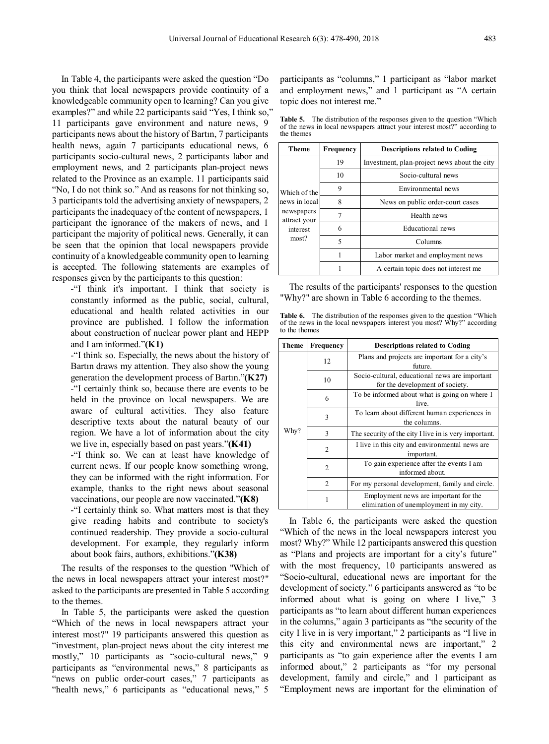In Table 4, the participants were asked the question "Do you think that local newspapers provide continuity of a knowledgeable community open to learning? Can you give examples?" and while 22 participants said "Yes, I think so," 11 participants gave environment and nature news, 9 participants news about the history of Bartın, 7 participants health news, again 7 participants educational news, 6 participants socio-cultural news, 2 participants labor and employment news, and 2 participants plan-project news related to the Province as an example. 11 participants said "No, I do not think so." And as reasons for not thinking so, 3 participants told the advertising anxiety of newspapers, 2 participants the inadequacy of the content of newspapers, 1 participant the ignorance of the makers of news, and 1 participant the majority of political news. Generally, it can be seen that the opinion that local newspapers provide continuity of a knowledgeable community open to learning is accepted. The following statements are examples of responses given by the participants to this question:

-"I think it's important. I think that society is constantly informed as the public, social, cultural, educational and health related activities in our province are published. I follow the information about construction of nuclear power plant and HEPP and I am informed."**(K1)**

-"I think so. Especially, the news about the history of Bartın draws my attention. They also show the young generation the development process of Bartın."**(K27)**

-"I certainly think so, because there are events to be held in the province on local newspapers. We are aware of cultural activities. They also feature descriptive texts about the natural beauty of our region. We have a lot of information about the city we live in, especially based on past years."**(K41)**

-"I think so. We can at least have knowledge of current news. If our people know something wrong, they can be informed with the right information. For example, thanks to the right news about seasonal vaccinations, our people are now vaccinated."**(K8)**

-"I certainly think so. What matters most is that they give reading habits and contribute to society's continued readership. They provide a socio-cultural development. For example, they regularly inform about book fairs, authors, exhibitions."**(K38)**

The results of the responses to the question "Which of the news in local newspapers attract your interest most?" asked to the participants are presented in Table 5 according to the themes.

In Table 5, the participants were asked the question "Which of the news in local newspapers attract your interest most?" 19 participants answered this question as "investment, plan-project news about the city interest me mostly," 10 participants as "socio-cultural news," 9 participants as "environmental news," 8 participants as "news on public order-court cases," 7 participants as "health news," 6 participants as "educational news," 5 participants as "columns," 1 participant as "labor market and employment news," and 1 participant as "A certain topic does not interest me."

**Table 5.** The distribution of the responses given to the question "Which of the news in local newspapers attract your interest most?" according to the themes

| Theme | Frequency | Descriptions related to Coding |
|---|---|---|
| Which of the news in local newspapers attract your interest most? | 19 | Investment, plan-project news about the city |
| | 10 | Socio-cultural news |
| | 9 | Environmental news |
| | 8 | News on public order-court cases |
| | 7 | Health news |
| | 6 | Educational news |
| | 5 | Columns |
| | 1 | Labor market and employment news |
| | 1 | A certain topic does not interest me |

The results of the participants' responses to the question "Why?" are shown in Table 6 according to the themes.

**Table 6.** The distribution of the responses given to the question "Which of the news in the local newspapers interest you most? Why?" according to the themes

| Theme | Frequency | Descriptions related to Coding |
|---|---|---|
| Why? | 12 | Plans and projects are important for a city's future. |
| | 10 | Socio-cultural, educational news are important for the development of society. |
| | 6 | To be informed about what is going on where I live. |
| | 3 | To learn about different human experiences in the columns. |
| | 3 | The security of the city I live in is very important. |
| | 2 | I live in this city and environmental news are important. |
| | 2 | To gain experience after the events I am informed about. |
| | 2 | For my personal development, family and circle. |
| | 1 | Employment news are important for the elimination of unemployment in my city. |

In Table 6, the participants were asked the question "Which of the news in the local newspapers interest you most? Why?" While 12 participants answered this question as "Plans and projects are important for a city's future" with the most frequency, 10 participants answered as "Socio-cultural, educational news are important for the development of society." 6 participants answered as "to be informed about what is going on where I live," 3 participants as "to learn about different human experiences in the columns," again 3 participants as "the security of the city I live in is very important," 2 participants as "I live in this city and environmental news are important," 2 participants as "to gain experience after the events I am informed about," 2 participants as "for my personal development, family and circle," and 1 participant as "Employment news are important for the elimination of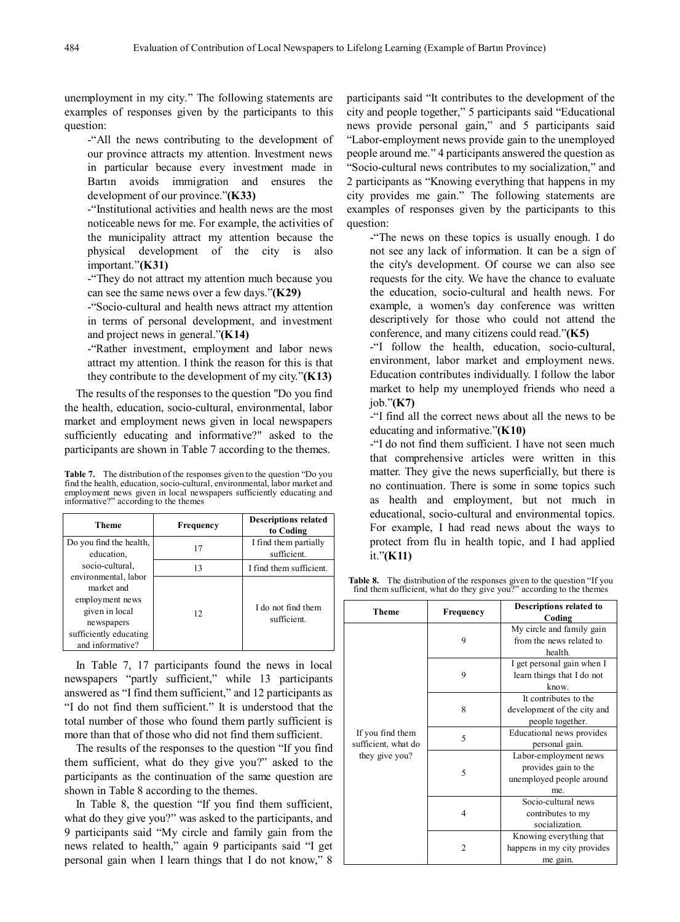unemployment in my city." The following statements are examples of responses given by the participants to this question:

-"All the news contributing to the development of our province attracts my attention. Investment news in particular because every investment made in Bartın avoids immigration and ensures the development of our province."**(K33)**

-"Institutional activities and health news are the most noticeable news for me. For example, the activities of the municipality attract my attention because the physical development of the city is also important."**(K31)**

-"They do not attract my attention much because you can see the same news over a few days."**(K29)**

-"Socio-cultural and health news attract my attention in terms of personal development, and investment and project news in general."**(K14)**

-"Rather investment, employment and labor news attract my attention. I think the reason for this is that they contribute to the development of my city."**(K13)**

The results of the responses to the question "Do you find the health, education, socio-cultural, environmental, labor market and employment news given in local newspapers sufficiently educating and informative?" asked to the participants are shown in Table 7 according to the themes.

**Table 7.** The distribution of the responses given to the question "Do you find the health, education, socio-cultural, environmental, labor market and employment news given in local newspapers sufficiently educating and informative?" according to the themes

| Theme | Frequency | Descriptions related to Coding |
|---|---|---|
| Do you find the health, education, socio-cultural, environmental, labor market and employment news given in local newspapers sufficiently educating and informative? | 17 | I find them partially sufficient. |
| | 13 | I find them sufficient. |
| | 12 | I do not find them sufficient. |

In Table 7, 17 participants found the news in local newspapers "partly sufficient," while 13 participants answered as "I find them sufficient," and 12 participants as "I do not find them sufficient." It is understood that the total number of those who found them partly sufficient is more than that of those who did not find them sufficient.

The results of the responses to the question "If you find them sufficient, what do they give you?" asked to the participants as the continuation of the same question are shown in Table 8 according to the themes.

In Table 8, the question "If you find them sufficient, what do they give you?" was asked to the participants, and 9 participants said "My circle and family gain from the news related to health," again 9 participants said "I get personal gain when I learn things that I do not know," 8 participants said "It contributes to the development of the city and people together," 5 participants said "Educational news provide personal gain," and 5 participants said "Labor-employment news provide gain to the unemployed people around me." 4 participants answered the question as "Socio-cultural news contributes to my socialization," and 2 participants as "Knowing everything that happens in my city provides me gain." The following statements are examples of responses given by the participants to this question:

-"The news on these topics is usually enough. I do not see any lack of information. It can be a sign of the city's development. Of course we can also see requests for the city. We have the chance to evaluate the education, socio-cultural and health news. For example, a women's day conference was written descriptively for those who could not attend the conference, and many citizens could read."**(K5)**

-"I follow the health, education, socio-cultural, environment, labor market and employment news. Education contributes individually. I follow the labor market to help my unemployed friends who need a job."**(K7)**

-"I find all the correct news about all the news to be educating and informative."**(K10)**

-"I do not find them sufficient. I have not seen much that comprehensive articles were written in this matter. They give the news superficially, but there is no continuation. There is some in some topics such as health and employment, but not much in educational, socio-cultural and environmental topics. For example, I had read news about the ways to protect from flu in health topic, and I had applied it."**(K11)**

**Table 8.** The distribution of the responses given to the question "If you find them sufficient, what do they give you?" according to the themes

| Theme | Frequency | Descriptions related to Coding |
|---|---|---|
| If you find them sufficient, what do they give you? | 9 | My circle and family gain from the news related to health. |
| | 9 | I get personal gain when I learn things that I do not know. |
| | 8 | It contributes to the development of the city and people together. |
| | 5 | Educational news provides personal gain. |
| | 5 | Labor-employment news provides gain to the unemployed people around me. |
| | 4 | Socio-cultural news contributes to my socialization. |
| | 2 | Knowing everything that happens in my city provides me gain. |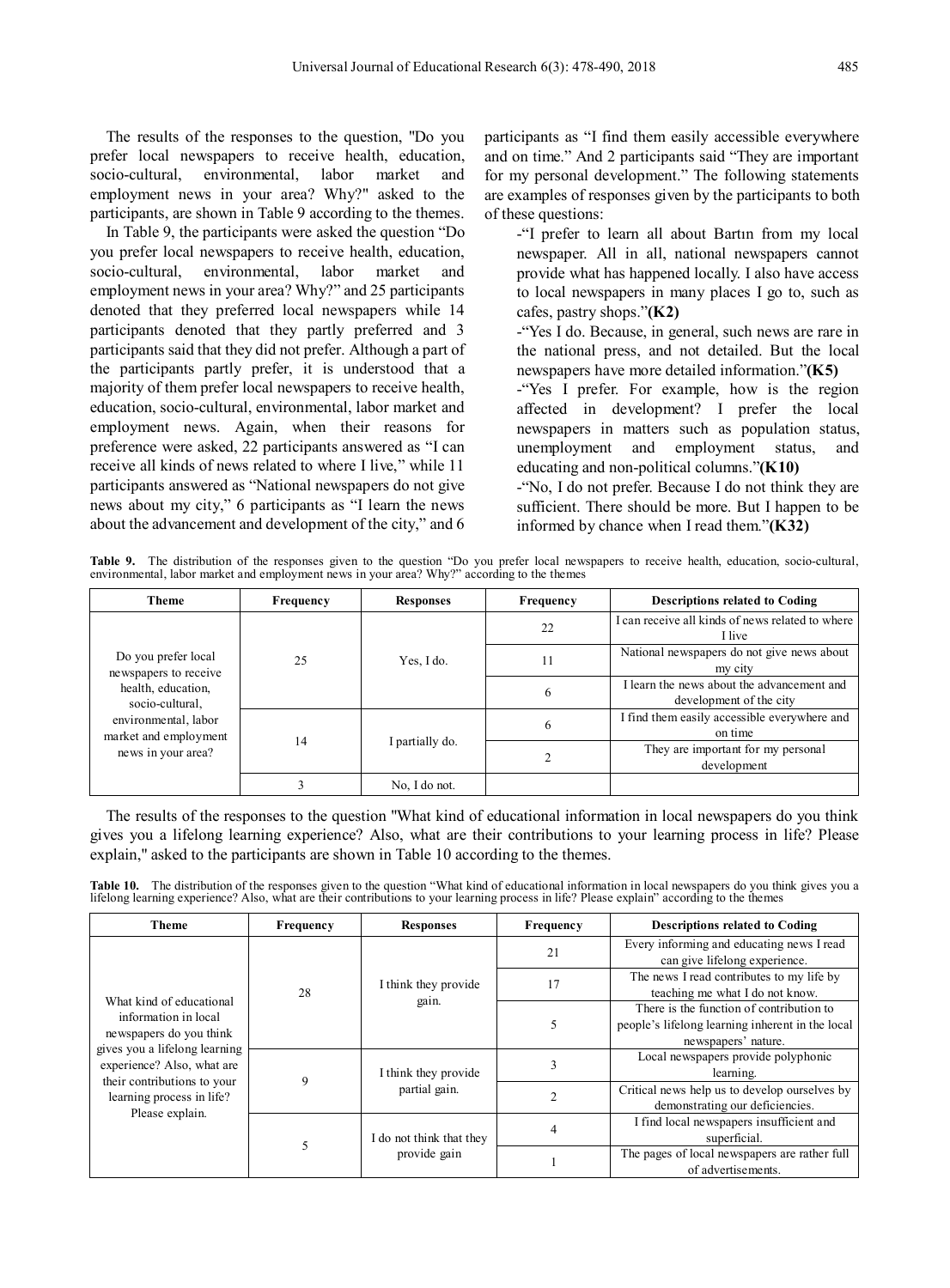The results of the responses to the question, "Do you prefer local newspapers to receive health, education, socio-cultural, environmental, labor market and employment news in your area? Why?" asked to the participants, are shown in Table 9 according to the themes.

In Table 9, the participants were asked the question "Do you prefer local newspapers to receive health, education, socio-cultural, environmental, labor market and employment news in your area? Why?" and 25 participants denoted that they preferred local newspapers while 14 participants denoted that they partly preferred and 3 participants said that they did not prefer. Although a part of the participants partly prefer, it is understood that a majority of them prefer local newspapers to receive health, education, socio-cultural, environmental, labor market and employment news. Again, when their reasons for preference were asked, 22 participants answered as "I can receive all kinds of news related to where I live," while 11 participants answered as "National newspapers do not give news about my city," 6 participants as "I learn the news about the advancement and development of the city," and 6 participants as "I find them easily accessible everywhere and on time." And 2 participants said "They are important for my personal development." The following statements are examples of responses given by the participants to both of these questions:

-"I prefer to learn all about Bartın from my local newspaper. All in all, national newspapers cannot provide what has happened locally. I also have access to local newspapers in many places I go to, such as cafes, pastry shops."**(K2)**

-"Yes I do. Because, in general, such news are rare in the national press, and not detailed. But the local newspapers have more detailed information."**(K5)**

-"Yes I prefer. For example, how is the region affected in development? I prefer the local newspapers in matters such as population status, unemployment and employment status, and educating and non-political columns."**(K10)**

-"No, I do not prefer. Because I do not think they are sufficient. There should be more. But I happen to be informed by chance when I read them."**(K32)**

**Table 9.** The distribution of the responses given to the question "Do you prefer local newspapers to receive health, education, socio-cultural, environmental, labor market and employment news in your area? Why?" according to the themes

| Theme | Frequency | Responses | Frequency | Descriptions related to Coding |
|---|---|---|---|---|
| Do you prefer local newspapers to receive health, education, socio-cultural, environmental, labor market and employment news in your area? | 25 | Yes, I do. | 22 | I can receive all kinds of news related to where I live |
| | | | 11 | National newspapers do not give news about my city |
| | | | 6 | I learn the news about the advancement and development of the city |
| | 14 | I partially do. | 6 | I find them easily accessible everywhere and on time |
| | | | 2 | They are important for my personal development |
| | 3 | No, I do not. | | |

The results of the responses to the question "What kind of educational information in local newspapers do you think gives you a lifelong learning experience? Also, what are their contributions to your learning process in life? Please explain," asked to the participants are shown in Table 10 according to the themes.

**Table 10.** The distribution of the responses given to the question "What kind of educational information in local newspapers do you think gives you a lifelong learning experience? Also, what are their contributions to your learning process in life? Please explain" according to the themes

| Theme | Frequency | Responses | Frequency | Descriptions related to Coding |
|---|---|---|---|---|
| What kind of educational information in local newspapers do you think gives you a lifelong learning experience? Also, what are their contributions to your learning process in life? Please explain. | 28 | I think they provide gain. | 21 | Every informing and educating news I read can give lifelong experience. |
| | | | 17 | The news I read contributes to my life by teaching me what I do not know. |
| | | | 5 | There is the function of contribution to people's lifelong learning inherent in the local newspapers' nature. |
| | 9 | I think they provide partial gain. | 3 | Local newspapers provide polyphonic learning. |
| | | | 2 | Critical news help us to develop ourselves by demonstrating our deficiencies. |
| | 5 | I do not think that they provide gain | 4 | I find local newspapers insufficient and superficial. |
| | | | 1 | The pages of local newspapers are rather full of advertisements. |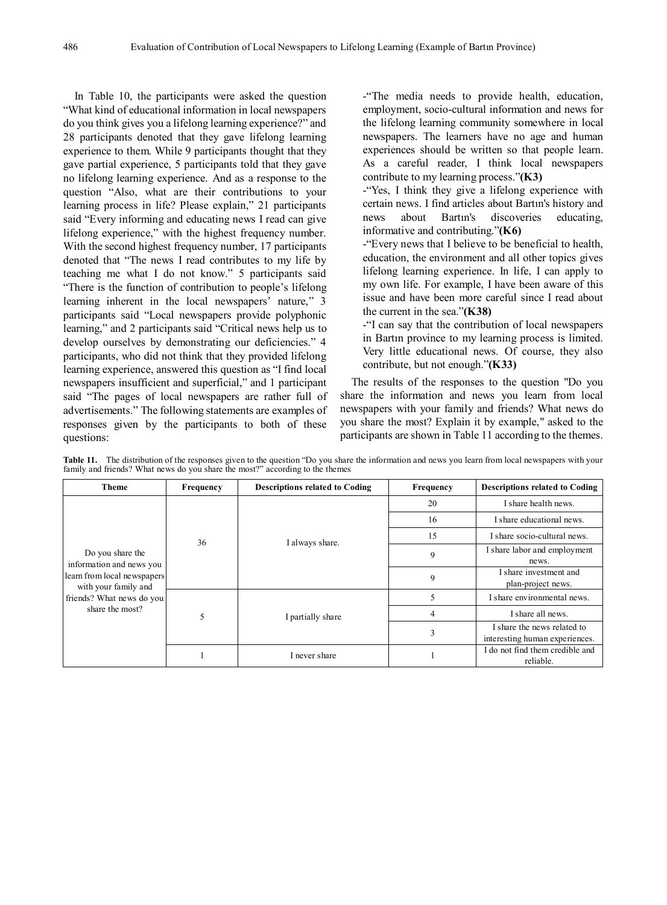In Table 10, the participants were asked the question "What kind of educational information in local newspapers do you think gives you a lifelong learning experience?" and 28 participants denoted that they gave lifelong learning experience to them. While 9 participants thought that they gave partial experience, 5 participants told that they gave no lifelong learning experience. And as a response to the question "Also, what are their contributions to your learning process in life? Please explain," 21 participants said "Every informing and educating news I read can give lifelong experience," with the highest frequency number. With the second highest frequency number, 17 participants denoted that "The news I read contributes to my life by teaching me what I do not know." 5 participants said "There is the function of contribution to people's lifelong learning inherent in the local newspapers' nature," 3 participants said "Local newspapers provide polyphonic learning," and 2 participants said "Critical news help us to develop ourselves by demonstrating our deficiencies." 4 participants, who did not think that they provided lifelong learning experience, answered this question as "I find local newspapers insufficient and superficial," and 1 participant said "The pages of local newspapers are rather full of advertisements." The following statements are examples of responses given by the participants to both of these questions:

-"The media needs to provide health, education, employment, socio-cultural information and news for the lifelong learning community somewhere in local newspapers. The learners have no age and human experiences should be written so that people learn. As a careful reader, I think local newspapers contribute to my learning process."**(K3)**

-"Yes, I think they give a lifelong experience with certain news. I find articles about Bartın's history and news about Bartın's discoveries educating, informative and contributing."**(K6)**

-"Every news that I believe to be beneficial to health, education, the environment and all other topics gives lifelong learning experience. In life, I can apply to my own life. For example, I have been aware of this issue and have been more careful since I read about the current in the sea."**(K38)**

-"I can say that the contribution of local newspapers in Bartın province to my learning process is limited. Very little educational news. Of course, they also contribute, but not enough."**(K33)**

The results of the responses to the question "Do you share the information and news you learn from local newspapers with your family and friends? What news do you share the most? Explain it by example," asked to the participants are shown in Table 11 according to the themes.

**Table 11.** The distribution of the responses given to the question "Do you share the information and news you learn from local newspapers with your family and friends? What news do you share the most?" according to the themes

| Theme | Frequency | Descriptions related to Coding | Frequency | Descriptions related to Coding |
|---|---|---|---|---|
| Do you share the information and news you learn from local newspapers with your family and friends? What news do you share the most? | 36 | I always share. | 20 | I share health news. |
| | | | 16 | I share educational news. |
| | | | 15 | I share socio-cultural news. |
| | | | 9 | I share labor and employment news. |
| | | | 9 | I share investment and plan-project news. |
| | 5 | I partially share | 5 | I share environmental news. |
| | | | 4 | I share all news. |
| | | | 3 | I share the news related to interesting human experiences. |
| | 1 | I never share | 1 | I do not find them credible and reliable. |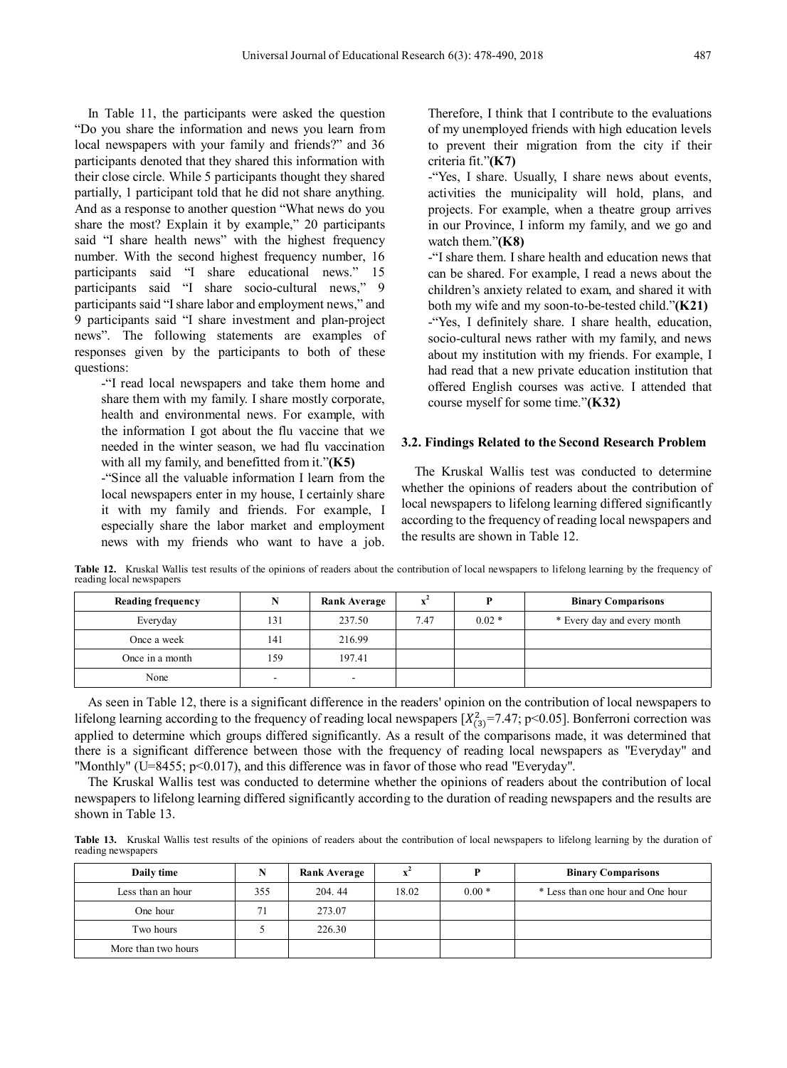In Table 11, the participants were asked the question "Do you share the information and news you learn from local newspapers with your family and friends?" and 36 participants denoted that they shared this information with their close circle. While 5 participants thought they shared partially, 1 participant told that he did not share anything. And as a response to another question "What news do you share the most? Explain it by example," 20 participants said "I share health news" with the highest frequency number. With the second highest frequency number, 16 participants said "I share educational news." 15 participants said "I share socio-cultural news," 9 participants said "I share labor and employment news," and 9 participants said "I share investment and plan-project news". The following statements are examples of responses given by the participants to both of these questions:

-"I read local newspapers and take them home and share them with my family. I share mostly corporate, health and environmental news. For example, with the information I got about the flu vaccine that we needed in the winter season, we had flu vaccination with all my family, and benefitted from it."**(K5)**

-"Since all the valuable information I learn from the local newspapers enter in my house, I certainly share it with my family and friends. For example, I especially share the labor market and employment news with my friends who want to have a job. Therefore, I think that I contribute to the evaluations of my unemployed friends with high education levels to prevent their migration from the city if their criteria fit."**(K7)**

-"Yes, I share. Usually, I share news about events, activities the municipality will hold, plans, and projects. For example, when a theatre group arrives in our Province, I inform my family, and we go and watch them."**(K8)**

-"I share them. I share health and education news that can be shared. For example, I read a news about the children's anxiety related to exam, and shared it with both my wife and my soon-to-be-tested child."**(K21)**

-"Yes, I definitely share. I share health, education, socio-cultural news rather with my family, and news about my institution with my friends. For example, I had read that a new private education institution that offered English courses was active. I attended that course myself for some time."**(K32)**

### 3.2. Findings Related to the Second Research Problem

The Kruskal Wallis test was conducted to determine whether the opinions of readers about the contribution of local newspapers to lifelong learning differed significantly according to the frequency of reading local newspapers and the results are shown in Table 12.

**Table 12.** Kruskal Wallis test results of the opinions of readers about the contribution of local newspapers to lifelong learning by the frequency of reading local newspapers

| Reading frequency | N | Rank Average | $x^2$ | P | Binary Comparisons |
|---|---|---|---|---|---|
| Everyday | 131 | 237.50 | 7.47 | 0.02 * | * Every day and every month |
| Once a week | 141 | 216.99 | | | |
| Once in a month | 159 | 197.41 | | | |
| None | - | - | | | |

As seen in Table 12, there is a significant difference in the readers' opinion on the contribution of local newspapers to lifelong learning according to the frequency of reading local newspapers [$X^2_{(3)}$=7.47; p<0.05]. Bonferroni correction was applied to determine which groups differed significantly. As a result of the comparisons made, it was determined that there is a significant difference between those with the frequency of reading local newspapers as "Everyday" and "Monthly" (U=8455; p<0.017), and this difference was in favor of those who read "Everyday".

The Kruskal Wallis test was conducted to determine whether the opinions of readers about the contribution of local newspapers to lifelong learning differed significantly according to the duration of reading newspapers and the results are shown in Table 13.

**Table 13.** Kruskal Wallis test results of the opinions of readers about the contribution of local newspapers to lifelong learning by the duration of reading newspapers

| Daily time | N | Rank Average | $x^2$ | P | Binary Comparisons |
|---|---|---|---|---|---|
| Less than an hour | 355 | 204. 44 | 18.02 | 0.00 * | * Less than one hour and One hour |
| One hour | 71 | 273.07 | | | |
| Two hours | 5 | 226.30 | | | |
| More than two hours | | | | | |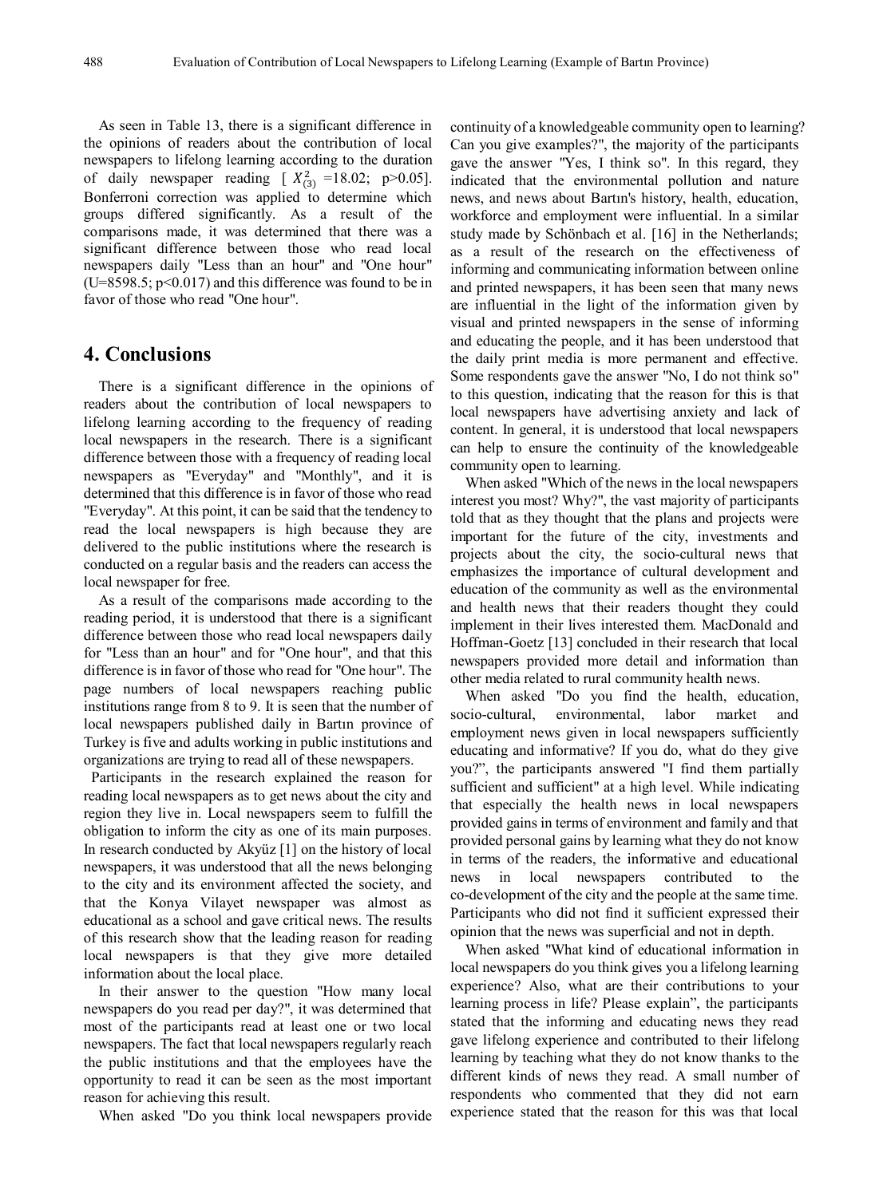As seen in Table 13, there is a significant difference in the opinions of readers about the contribution of local newspapers to lifelong learning according to the duration of daily newspaper reading [ $X^2_{(3)}$ =18.02; p>0.05]. Bonferroni correction was applied to determine which groups differed significantly. As a result of the comparisons made, it was determined that there was a significant difference between those who read local newspapers daily "Less than an hour" and "One hour" (U=8598.5; p<0.017) and this difference was found to be in favor of those who read "One hour".

# 4. Conclusions

There is a significant difference in the opinions of readers about the contribution of local newspapers to lifelong learning according to the frequency of reading local newspapers in the research. There is a significant difference between those with a frequency of reading local newspapers as "Everyday" and "Monthly", and it is determined that this difference is in favor of those who read "Everyday". At this point, it can be said that the tendency to read the local newspapers is high because they are delivered to the public institutions where the research is conducted on a regular basis and the readers can access the local newspaper for free.

As a result of the comparisons made according to the reading period, it is understood that there is a significant difference between those who read local newspapers daily for "Less than an hour" and for "One hour", and that this difference is in favor of those who read for "One hour". The page numbers of local newspapers reaching public institutions range from 8 to 9. It is seen that the number of local newspapers published daily in Bartın province of Turkey is five and adults working in public institutions and organizations are trying to read all of these newspapers.

Participants in the research explained the reason for reading local newspapers as to get news about the city and region they live in. Local newspapers seem to fulfill the obligation to inform the city as one of its main purposes. In research conducted by Akyüz [1] on the history of local newspapers, it was understood that all the news belonging to the city and its environment affected the society, and that the Konya Vilayet newspaper was almost as educational as a school and gave critical news. The results of this research show that the leading reason for reading local newspapers is that they give more detailed information about the local place.

In their answer to the question "How many local newspapers do you read per day?", it was determined that most of the participants read at least one or two local newspapers. The fact that local newspapers regularly reach the public institutions and that the employees have the opportunity to read it can be seen as the most important reason for achieving this result.

When asked "Do you think local newspapers provide continuity of a knowledgeable community open to learning? Can you give examples?", the majority of the participants gave the answer "Yes, I think so". In this regard, they indicated that the environmental pollution and nature news, and news about Bartın's history, health, education, workforce and employment were influential. In a similar study made by Schönbach et al. [16] in the Netherlands; as a result of the research on the effectiveness of informing and communicating information between online and printed newspapers, it has been seen that many news are influential in the light of the information given by visual and printed newspapers in the sense of informing and educating the people, and it has been understood that the daily print media is more permanent and effective. Some respondents gave the answer "No, I do not think so" to this question, indicating that the reason for this is that local newspapers have advertising anxiety and lack of content. In general, it is understood that local newspapers can help to ensure the continuity of the knowledgeable community open to learning.

When asked "Which of the news in the local newspapers interest you most? Why?", the vast majority of participants told that as they thought that the plans and projects were important for the future of the city, investments and projects about the city, the socio-cultural news that emphasizes the importance of cultural development and education of the community as well as the environmental and health news that their readers thought they could implement in their lives interested them. MacDonald and Hoffman-Goetz [13] concluded in their research that local newspapers provided more detail and information than other media related to rural community health news.

When asked "Do you find the health, education, socio-cultural, environmental, labor market and employment news given in local newspapers sufficiently educating and informative? If you do, what do they give you?", the participants answered "I find them partially sufficient and sufficient" at a high level. While indicating that especially the health news in local newspapers provided gains in terms of environment and family and that provided personal gains by learning what they do not know in terms of the readers, the informative and educational news in local newspapers contributed to the co-development of the city and the people at the same time. Participants who did not find it sufficient expressed their opinion that the news was superficial and not in depth.

When asked "What kind of educational information in local newspapers do you think gives you a lifelong learning experience? Also, what are their contributions to your learning process in life? Please explain", the participants stated that the informing and educating news they read gave lifelong experience and contributed to their lifelong learning by teaching what they do not know thanks to the different kinds of news they read. A small number of respondents who commented that they did not earn experience stated that the reason for this was that local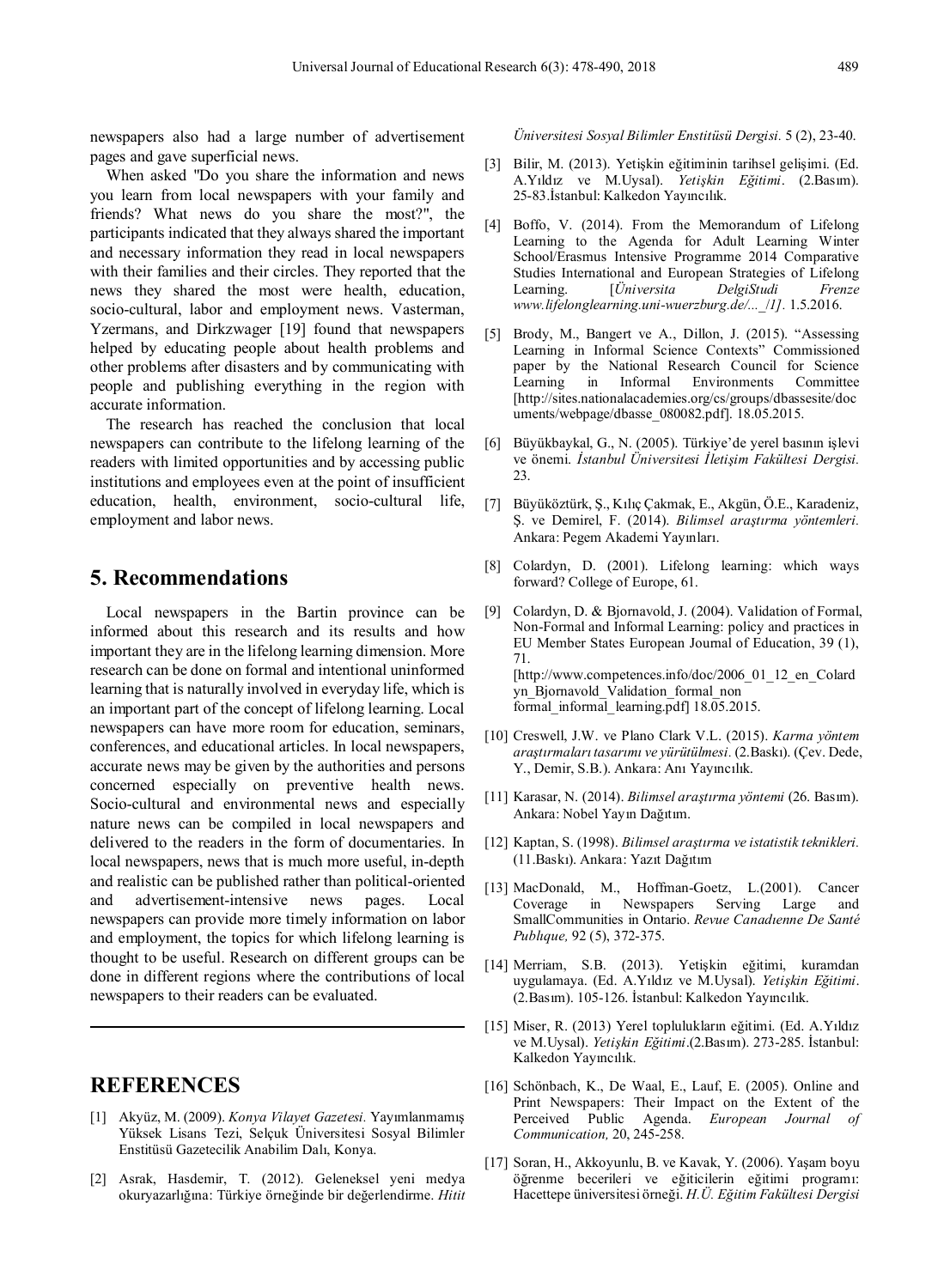newspapers also had a large number of advertisement pages and gave superficial news.

When asked "Do you share the information and news you learn from local newspapers with your family and friends? What news do you share the most?", the participants indicated that they always shared the important and necessary information they read in local newspapers with their families and their circles. They reported that the news they shared the most were health, education, socio-cultural, labor and employment news. Vasterman, Yzermans, and Dirkzwager [19] found that newspapers helped by educating people about health problems and other problems after disasters and by communicating with people and publishing everything in the region with accurate information.

The research has reached the conclusion that local newspapers can contribute to the lifelong learning of the readers with limited opportunities and by accessing public institutions and employees even at the point of insufficient education, health, environment, socio-cultural life, employment and labor news.

## 5. Recommendations

Local newspapers in the Bartin province can be informed about this research and its results and how important they are in the lifelong learning dimension. More research can be done on formal and intentional uninformed learning that is naturally involved in everyday life, which is an important part of the concept of lifelong learning. Local newspapers can have more room for education, seminars, conferences, and educational articles. In local newspapers, accurate news may be given by the authorities and persons concerned especially on preventive health news. Socio-cultural and environmental news and especially nature news can be compiled in local newspapers and delivered to the readers in the form of documentaries. In local newspapers, news that is much more useful, in-depth and realistic can be published rather than political-oriented and advertisement-intensive news pages. Local newspapers can provide more timely information on labor and employment, the topics for which lifelong learning is thought to be useful. Research on different groups can be done in different regions where the contributions of local newspapers to their readers can be evaluated.

## REFERENCES

[1] Akyüz, M. (2009). *Konya Vilayet Gazetesi.* Yayımlanmamış Yüksek Lisans Tezi, Selçuk Üniversitesi Sosyal Bilimler Enstitüsü Gazetecilik Anabilim Dalı, Konya.

[2] Asrak, Hasdemir, T. (2012). Geleneksel yeni medya okuryazarlığına: Türkiye örneğinde bir değerlendirme. *Hitit Üniversitesi Sosyal Bilimler Enstitüsü Dergisi.* 5 (2), 23-40.

[3] Bilir, M. (2013). Yetişkin eğitiminin tarihsel gelişimi. (Ed. A.Yıldız ve M.Uysal). *Yetişkin Eğitimi*. (2.Basım). 25-83.İstanbul: Kalkedon Yayıncılık.

[4] Boffo, V. (2014). From the Memorandum of Lifelong Learning to the Agenda for Adult Learning Winter School/Erasmus Intensive Programme 2014 Comparative Studies International and European Strategies of Lifelong Learning. [*Üniversita DelgiStudi Frenze www.lifelonglearning.uni-wuerzburg.de/..._/1]*. 1.5.2016.

[5] Brody, M., Bangert ve A., Dillon, J. (2015). "Assessing Learning in Informal Science Contexts" Commissioned paper by the National Research Council for Science Learning in Informal Environments Committee [http://sites.nationalacademies.org/cs/groups/dbassesite/documents/webpage/dbasse_080082.pdf]. 18.05.2015.

[6] Büyükbaykal, G., N. (2005). Türkiye'de yerel basının işlevi ve önemi. *İstanbul Üniversitesi İletişim Fakültesi Dergisi.* 23.

[7] Büyüköztürk, Ş., Kılıç Çakmak, E., Akgün, Ö.E., Karadeniz, Ş. ve Demirel, F. (2014). *Bilimsel araştırma yöntemleri.* Ankara: Pegem Akademi Yayınları.

[8] Colardyn, D. (2001). Lifelong learning: which ways forward? College of Europe, 61.

[9] Colardyn, D. & Bjornavold, J. (2004). Validation of Formal, Non-Formal and Informal Learning: policy and practices in EU Member States European Journal of Education, 39 (1), 71. [http://www.competences.info/doc/2006_01_12_en_Colardyn_Bjornavold_Validation_formal_non formal_informal_learning.pdf] 18.05.2015.

[10] Creswell, J.W. ve Plano Clark V.L. (2015). *Karma yöntem araştırmaları tasarımı ve yürütülmesi.* (2.Baskı). (Çev. Dede, Y., Demir, S.B.). Ankara: Anı Yayıncılık.

[11] Karasar, N. (2014). *Bilimsel araştırma yöntemi* (26. Basım). Ankara: Nobel Yayın Dağıtım.

[12] Kaptan, S. (1998). *Bilimsel araştırma ve istatistik teknikleri.* (11.Baskı). Ankara: Yazıt Dağıtım

[13] MacDonald, M., Hoffman-Goetz, L.(2001). Cancer Coverage in Newspapers Serving Large and SmallCommunities in Ontario. *Revue Canadıenne De Santé Publıque,* 92 (5), 372-375.

[14] Merriam, S.B. (2013). Yetişkin eğitimi, kuramdan uygulamaya. (Ed. A.Yıldız ve M.Uysal). *Yetişkin Eğitimi*. (2.Basım). 105-126. İstanbul: Kalkedon Yayıncılık.

[15] Miser, R. (2013) Yerel toplulukların eğitimi. (Ed. A.Yıldız ve M.Uysal). *Yetişkin Eğitimi*.(2.Basım). 273-285. İstanbul: Kalkedon Yayıncılık.

[16] Schönbach, K., De Waal, E., Lauf, E. (2005). Online and Print Newspapers: Their Impact on the Extent of the Perceived Public Agenda. *European Journal of Communication,* 20, 245-258.

[17] Soran, H., Akkoyunlu, B. ve Kavak, Y. (2006). Yaşam boyu öğrenme becerileri ve eğiticilerin eğitimi programı: Hacettepe üniversitesi örneği. *H.Ü. Eğitim Fakültesi Dergisi*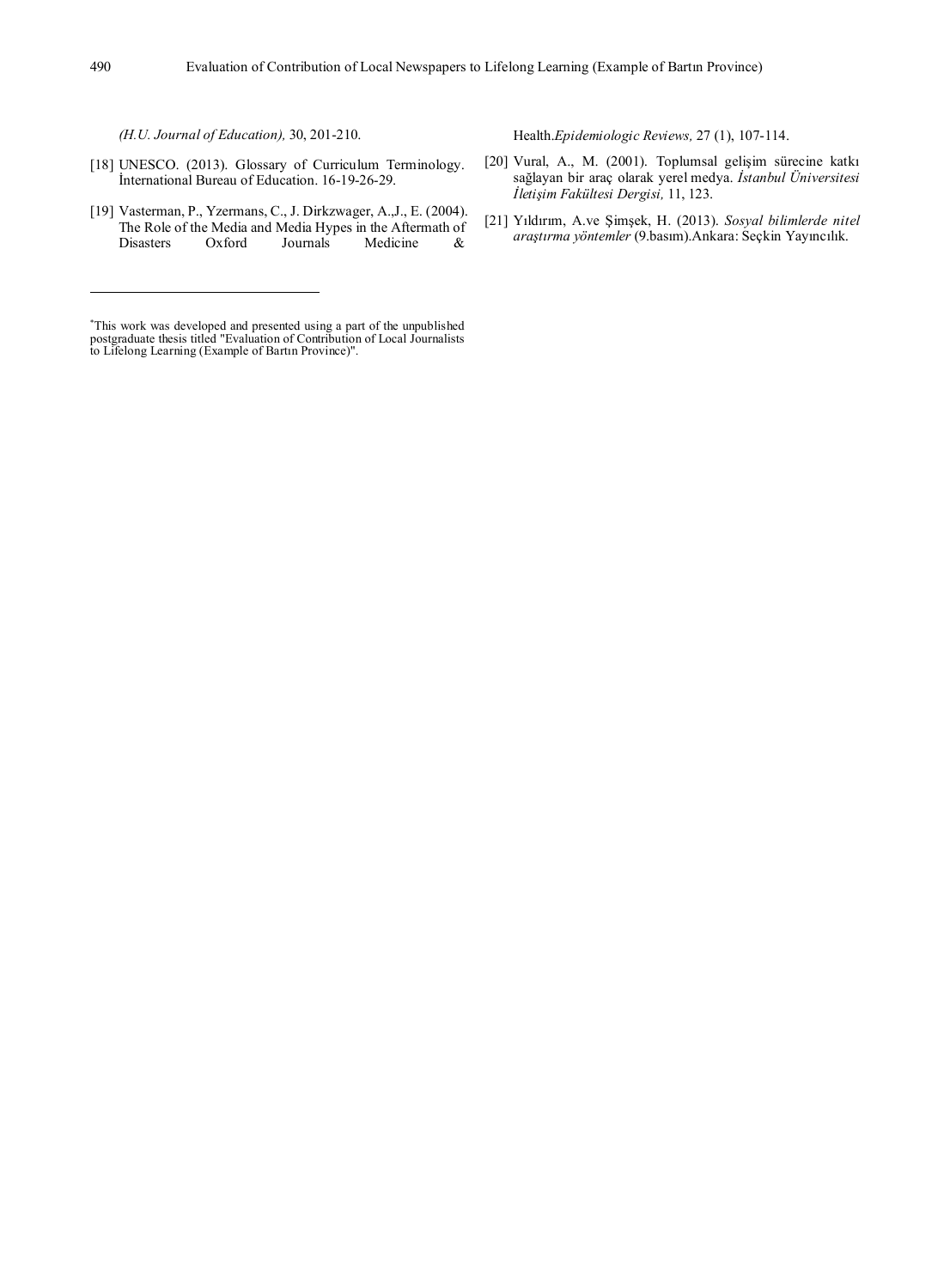*(H.U. Journal of Education),* 30, 201-210.

[18] UNESCO. (2013). Glossary of Curriculum Terminology. İnternational Bureau of Education. 16-19-26-29.

[19] Vasterman, P., Yzermans, C., J. Dirkzwager, A.,J., E. (2004). The Role of the Media and Media Hypes in the Aftermath of Disasters Oxford Journals Medicine & Health.*Epidemiologic Reviews,* 27 (1), 107-114.

[20] Vural, A., M. (2001). Toplumsal gelişim sürecine katkı sağlayan bir araç olarak yerel medya. *İstanbul Üniversitesi İletişim Fakültesi Dergisi,* 11, 123.

[21] Yıldırım, A.ve Şimşek, H. (2013). *Sosyal bilimlerde nitel araştırma yöntemler* (9.basım).Ankara: Seçkin Yayıncılık.

[*] This work was developed and presented using a part of the unpublished postgraduate thesis titled "Evaluation of Contribution of Local Journalists to Lifelong Learning (Example of Bartın Province)".